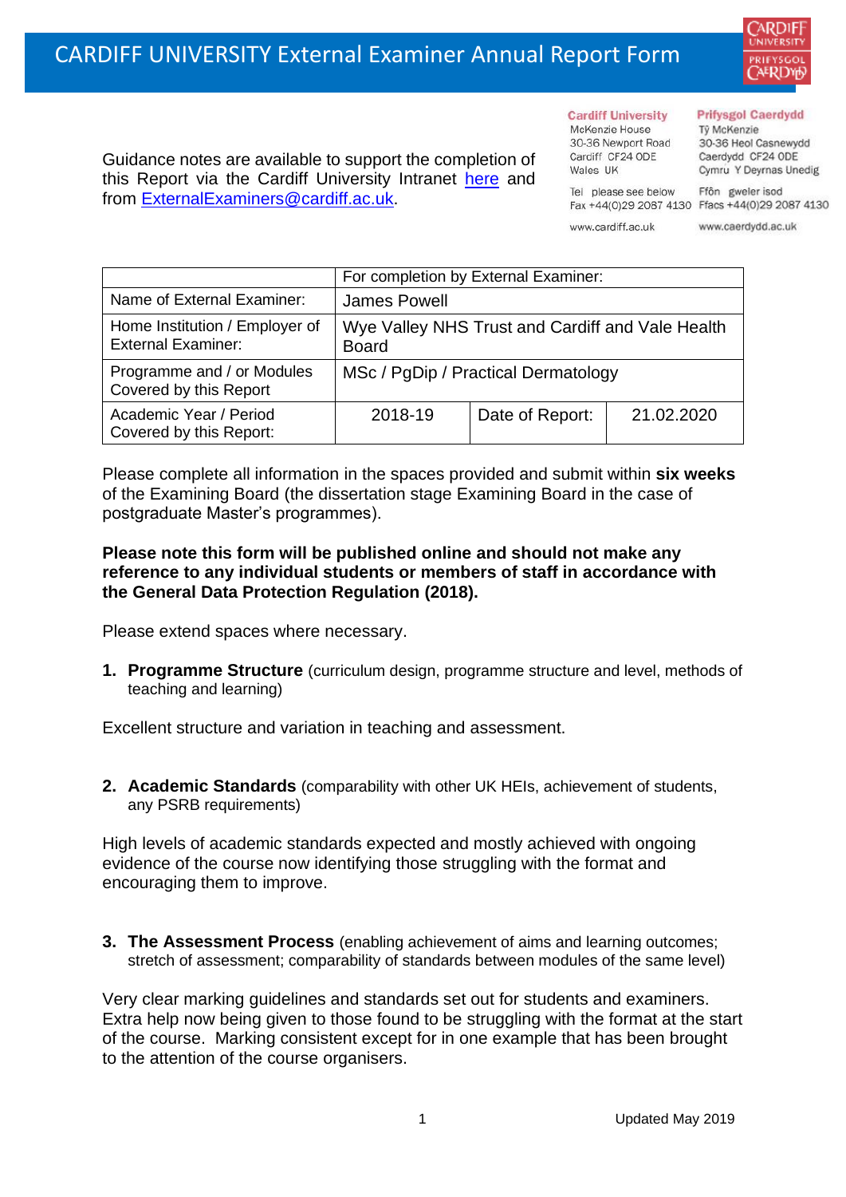# CARDIFF UNIVERSITY External Examiner Annual Report Form

Guidance notes are available to support the completion of this Report via the Cardiff University Intranet here and from ExternalExaminers@cardiff.ac.uk.

**Cardiff University**
McKenzie House
30-36 Newport Road
Cardiff CF24 0DE
Wales UK

Tel please see below
Fax +44(0)29 2087 4130

www.cardiff.ac.uk

**Prifysgol Caerdydd**
Tŷ McKenzie
30-36 Heol Casnewydd
Caerdydd CF24 0DE
Cymru Y Deyrnas Unedig

Ffôn gweler isod
Ffacs +44(0)29 2087 4130

www.caerdydd.ac.uk

| | For completion by External Examiner: | | |
|---|---|---|---|
| Name of External Examiner: | James Powell | | |
| Home Institution / Employer of External Examiner: | Wye Valley NHS Trust and Cardiff and Vale Health Board | | |
| Programme and / or Modules Covered by this Report | MSc / PgDip / Practical Dermatology | | |
| Academic Year / Period Covered by this Report: | 2018-19 | Date of Report: | 21.02.2020 |

Please complete all information in the spaces provided and submit within **six weeks** of the Examining Board (the dissertation stage Examining Board in the case of postgraduate Master's programmes).

**Please note this form will be published online and should not make any reference to any individual students or members of staff in accordance with the General Data Protection Regulation (2018).**

Please extend spaces where necessary.

1. **Programme Structure** (curriculum design, programme structure and level, methods of teaching and learning)

Excellent structure and variation in teaching and assessment.

2. **Academic Standards** (comparability with other UK HEIs, achievement of students, any PSRB requirements)

High levels of academic standards expected and mostly achieved with ongoing evidence of the course now identifying those struggling with the format and encouraging them to improve.

3. **The Assessment Process** (enabling achievement of aims and learning outcomes; stretch of assessment; comparability of standards between modules of the same level)

Very clear marking guidelines and standards set out for students and examiners. Extra help now being given to those found to be struggling with the format at the start of the course. Marking consistent except for in one example that has been brought to the attention of the course organisers.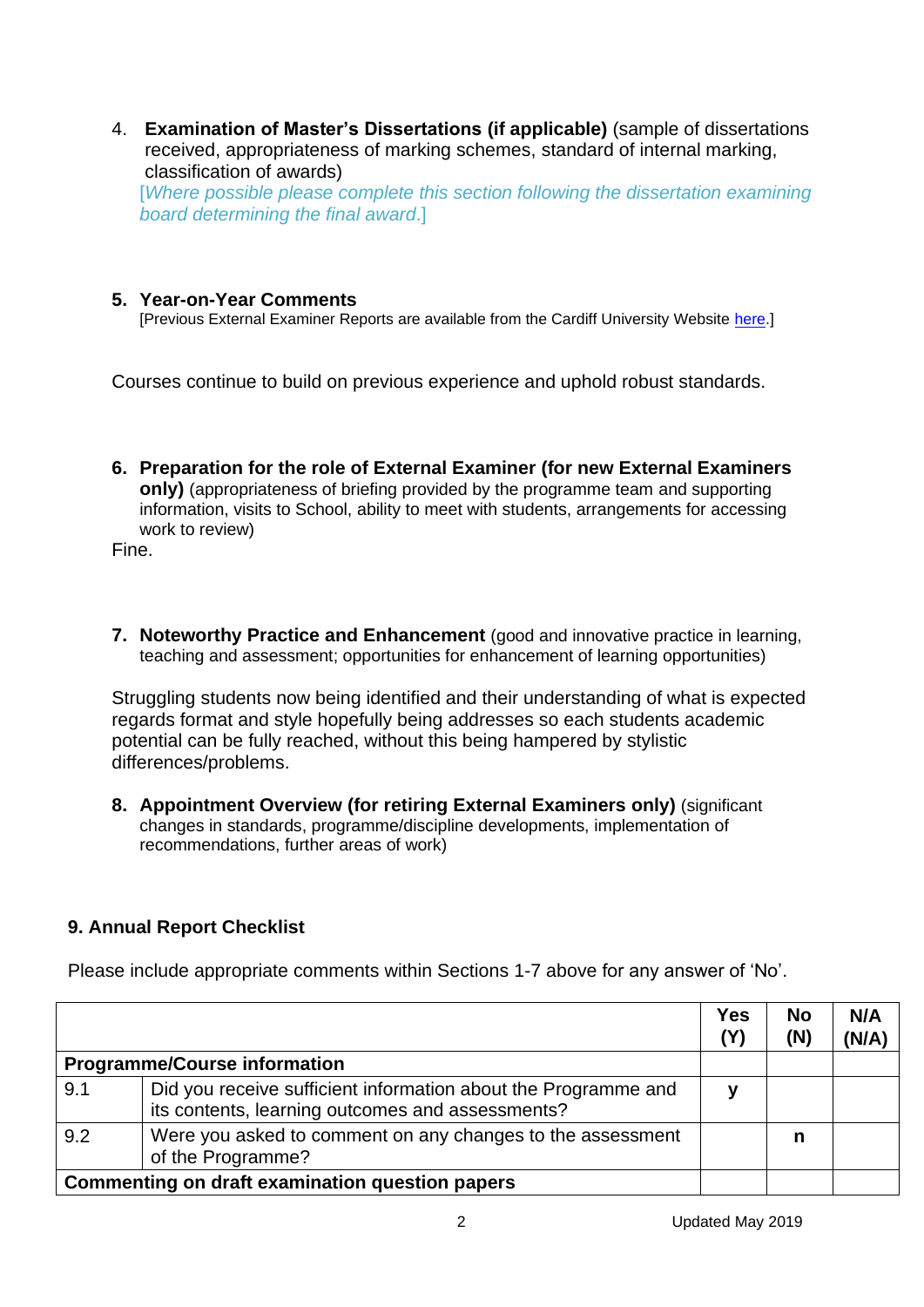4. **Examination of Master's Dissertations (if applicable)** (sample of dissertations received, appropriateness of marking schemes, standard of internal marking, classification of awards)
   [*Where possible please complete this section following the dissertation examining board determining the final award*.]

5. **Year-on-Year Comments**
   [Previous External Examiner Reports are available from the Cardiff University Website here.]

Courses continue to build on previous experience and uphold robust standards.

6. **Preparation for the role of External Examiner (for new External Examiners only)** (appropriateness of briefing provided by the programme team and supporting information, visits to School, ability to meet with students, arrangements for accessing work to review)

Fine.

7. **Noteworthy Practice and Enhancement** (good and innovative practice in learning, teaching and assessment; opportunities for enhancement of learning opportunities)

Struggling students now being identified and their understanding of what is expected regards format and style hopefully being addresses so each students academic potential can be fully reached, without this being hampered by stylistic differences/problems.

8. **Appointment Overview (for retiring External Examiners only)** (significant changes in standards, programme/discipline developments, implementation of recommendations, further areas of work)

## 9. Annual Report Checklist

Please include appropriate comments within Sections 1-7 above for any answer of 'No'.

| | | Yes (Y) | No (N) | N/A (N/A) |
|---|---|---|---|---|
| **Programme/Course information** | | | | |
| 9.1 | Did you receive sufficient information about the Programme and its contents, learning outcomes and assessments? | y | | |
| 9.2 | Were you asked to comment on any changes to the assessment of the Programme? | | n | |
| **Commenting on draft examination question papers** | | | | |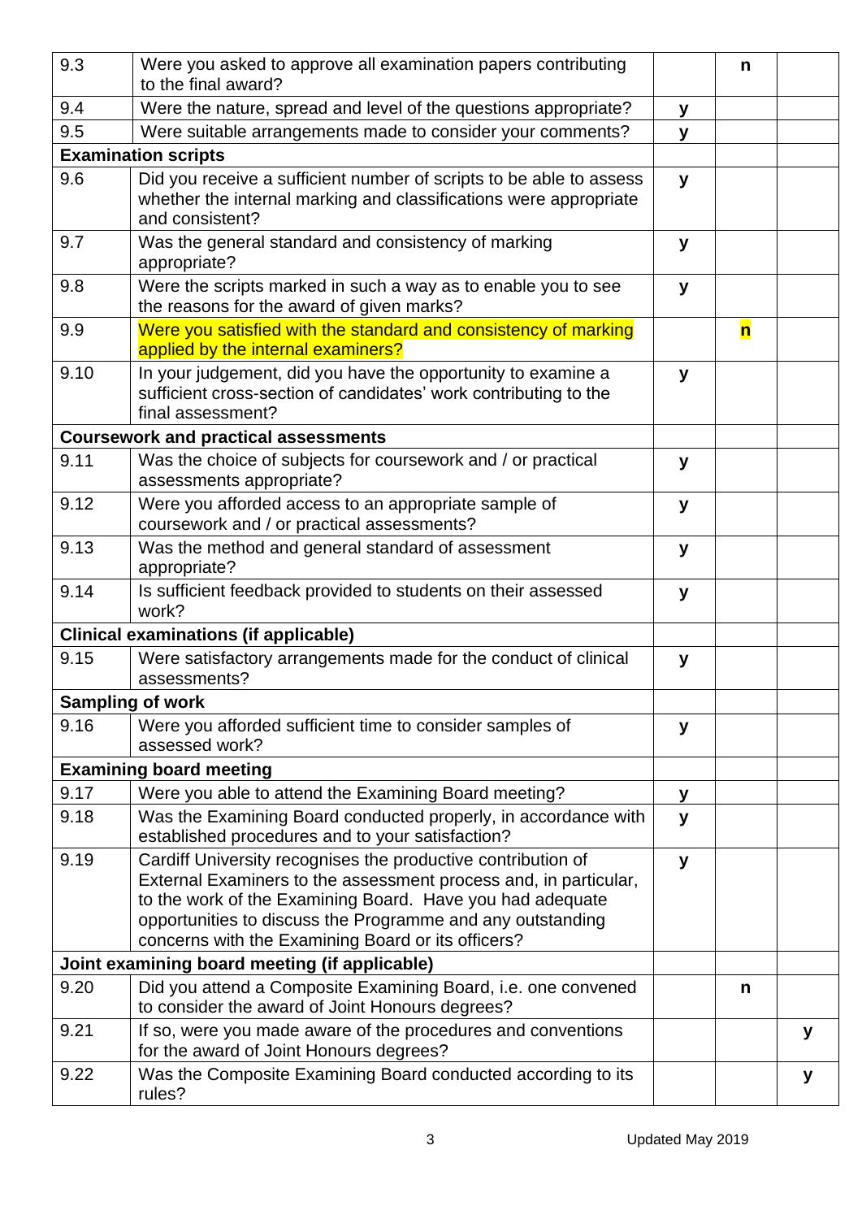| | | | | |
|---|---|---|---|---|
| 9.3 | Were you asked to approve all examination papers contributing to the final award? | | n | |
| 9.4 | Were the nature, spread and level of the questions appropriate? | y | | |
| 9.5 | Were suitable arrangements made to consider your comments? | y | | |
| **Examination scripts** | | | | |
| 9.6 | Did you receive a sufficient number of scripts to be able to assess whether the internal marking and classifications were appropriate and consistent? | y | | |
| 9.7 | Was the general standard and consistency of marking appropriate? | y | | |
| 9.8 | Were the scripts marked in such a way as to enable you to see the reasons for the award of given marks? | y | | |
| 9.9 | Were you satisfied with the standard and consistency of marking applied by the internal examiners? | | n | |
| 9.10 | In your judgement, did you have the opportunity to examine a sufficient cross-section of candidates' work contributing to the final assessment? | y | | |
| **Coursework and practical assessments** | | | | |
| 9.11 | Was the choice of subjects for coursework and / or practical assessments appropriate? | y | | |
| 9.12 | Were you afforded access to an appropriate sample of coursework and / or practical assessments? | y | | |
| 9.13 | Was the method and general standard of assessment appropriate? | y | | |
| 9.14 | Is sufficient feedback provided to students on their assessed work? | y | | |
| **Clinical examinations (if applicable)** | | | | |
| 9.15 | Were satisfactory arrangements made for the conduct of clinical assessments? | y | | |
| **Sampling of work** | | | | |
| 9.16 | Were you afforded sufficient time to consider samples of assessed work? | y | | |
| **Examining board meeting** | | | | |
| 9.17 | Were you able to attend the Examining Board meeting? | y | | |
| 9.18 | Was the Examining Board conducted properly, in accordance with established procedures and to your satisfaction? | y | | |
| 9.19 | Cardiff University recognises the productive contribution of External Examiners to the assessment process and, in particular, to the work of the Examining Board. Have you had adequate opportunities to discuss the Programme and any outstanding concerns with the Examining Board or its officers? | y | | |
| **Joint examining board meeting (if applicable)** | | | | |
| 9.20 | Did you attend a Composite Examining Board, i.e. one convened to consider the award of Joint Honours degrees? | | n | |
| 9.21 | If so, were you made aware of the procedures and conventions for the award of Joint Honours degrees? | | | y |
| 9.22 | Was the Composite Examining Board conducted according to its rules? | | | y |

Updated May 2019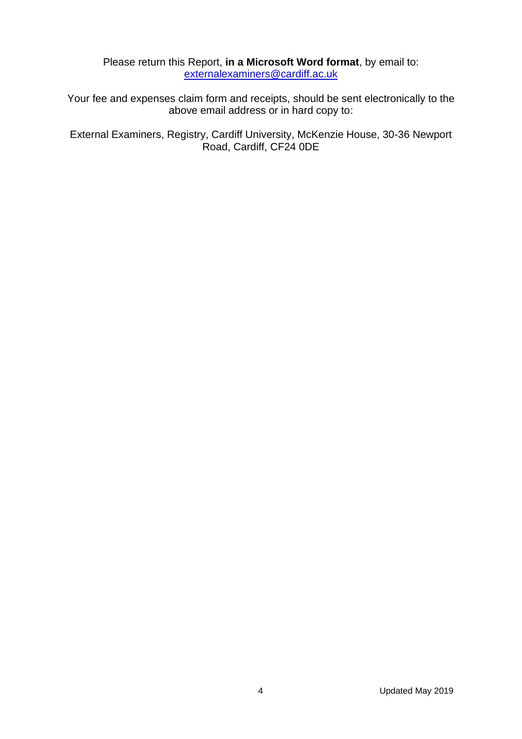Please return this Report, **in a Microsoft Word format**, by email to: [externalexaminers@cardiff.ac.uk](mailto:externalexaminers@cardiff.ac.uk)

Your fee and expenses claim form and receipts, should be sent electronically to the above email address or in hard copy to:

External Examiners, Registry, Cardiff University, McKenzie House, 30-36 Newport Road, Cardiff, CF24 0DE